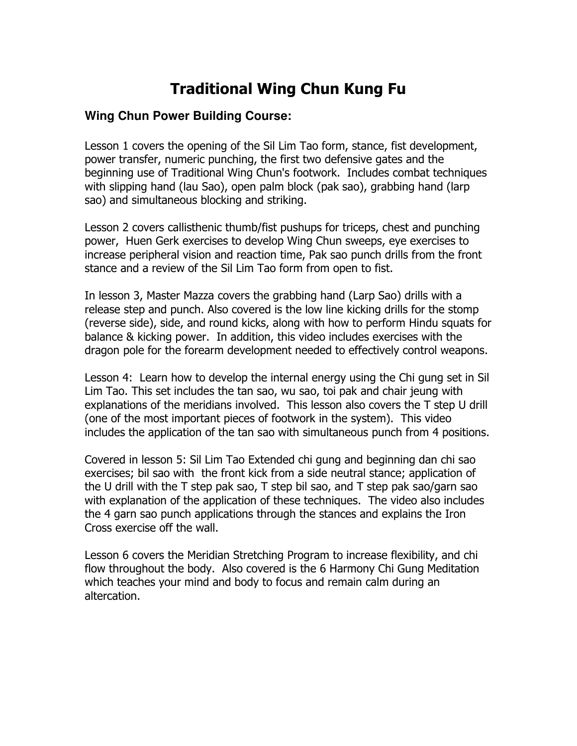# Traditional Wing Chun Kung Fu

### Wing Chun Power Building Course:

Lesson 1 covers the opening of the Sil Lim Tao form, stance, fist development, power transfer, numeric punching, the first two defensive gates and the beginning use of Traditional Wing Chun's footwork. Includes combat techniques with slipping hand (lau Sao), open palm block (pak sao), grabbing hand (larp sao) and simultaneous blocking and striking.

Lesson 2 covers callisthenic thumb/fist pushups for triceps, chest and punching power, Huen Gerk exercises to develop Wing Chun sweeps, eye exercises to increase peripheral vision and reaction time, Pak sao punch drills from the front stance and a review of the Sil Lim Tao form from open to fist.

In lesson 3, Master Mazza covers the grabbing hand (Larp Sao) drills with a release step and punch. Also covered is the low line kicking drills for the stomp (reverse side), side, and round kicks, along with how to perform Hindu squats for balance & kicking power. In addition, this video includes exercises with the dragon pole for the forearm development needed to effectively control weapons.

Lesson 4: Learn how to develop the internal energy using the Chi gung set in Sil Lim Tao. This set includes the tan sao, wu sao, toi pak and chair jeung with explanations of the meridians involved. This lesson also covers the T step U drill (one of the most important pieces of footwork in the system). This video includes the application of the tan sao with simultaneous punch from 4 positions.

Covered in lesson 5: Sil Lim Tao Extended chi gung and beginning dan chi sao exercises; bil sao with the front kick from a side neutral stance; application of the U drill with the T step pak sao, T step bil sao, and T step pak sao/garn sao with explanation of the application of these techniques. The video also includes the 4 garn sao punch applications through the stances and explains the Iron Cross exercise off the wall.

Lesson 6 covers the Meridian Stretching Program to increase flexibility, and chi flow throughout the body. Also covered is the 6 Harmony Chi Gung Meditation which teaches your mind and body to focus and remain calm during an altercation.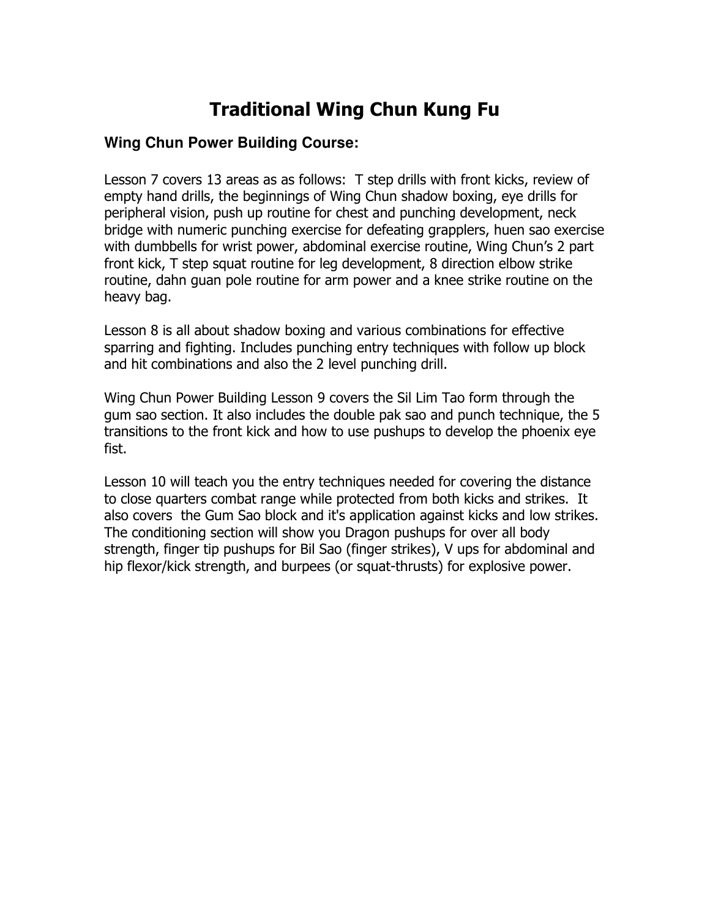# Traditional Wing Chun Kung Fu

### Wing Chun Power Building Course:

Lesson 7 covers 13 areas as as follows:  T step drills with front kicks, review of empty hand drills, the beginnings of Wing Chun shadow boxing, eye drills for peripheral vision, push up routine for chest and punching development, neck bridge with numeric punching exercise for defeating grapplers, huen sao exercise with dumbbells for wrist power, abdominal exercise routine, Wing Chun's 2 part front kick, T step squat routine for leg development, 8 direction elbow strike routine, dahn guan pole routine for arm power and a knee strike routine on the heavy bag.

Lesson 8 is all about shadow boxing and various combinations for effective sparring and fighting. Includes punching entry techniques with follow up block and hit combinations and also the 2 level punching drill.

Wing Chun Power Building Lesson 9 covers the Sil Lim Tao form through the gum sao section. It also includes the double pak sao and punch technique, the 5 transitions to the front kick and how to use pushups to develop the phoenix eye fist.

Lesson 10 will teach you the entry techniques needed for covering the distance to close quarters combat range while protected from both kicks and strikes.  It also covers  the Gum Sao block and it's application against kicks and low strikes. The conditioning section will show you Dragon pushups for over all body strength, finger tip pushups for Bil Sao (finger strikes), V ups for abdominal and hip flexor/kick strength, and burpees (or squat-thrusts) for explosive power.